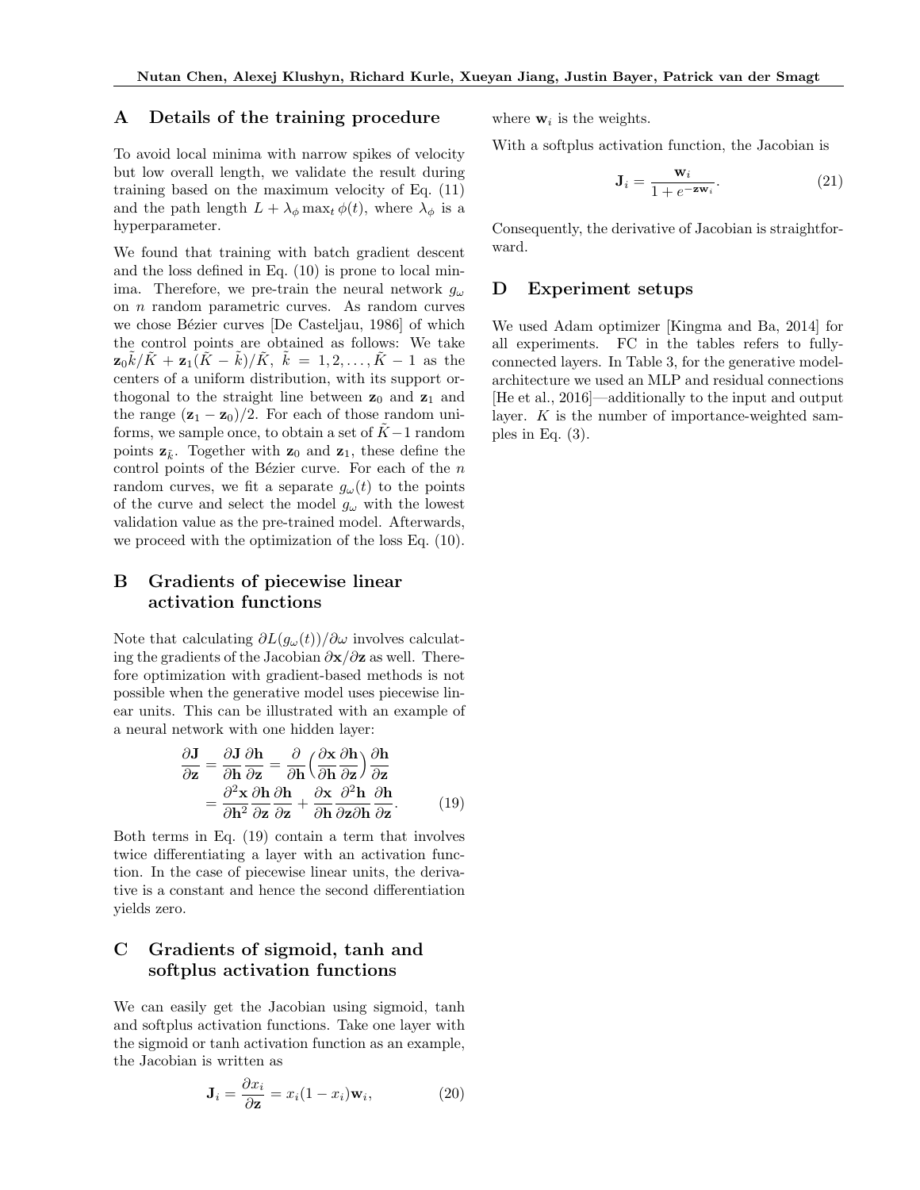## A Details of the training procedure

To avoid local minima with narrow spikes of velocity but low overall length, we validate the result during training based on the maximum velocity of Eq. (11) and the path length $L + \lambda_\phi \max_t \phi(t)$, where $\lambda_\phi$ is a hyperparameter.

We found that training with batch gradient descent and the loss defined in Eq. (10) is prone to local minima. Therefore, we pre-train the neural network $g_\omega$ on $n$ random parametric curves. As random curves we chose Bézier curves [De Casteljau, 1986] of which the control points are obtained as follows: We take $\mathbf{z}_0 \tilde{k}/\tilde{K} + \mathbf{z}_1(\tilde{K} - \tilde{k})/\tilde{K},\ \tilde{k} = 1, 2, \dots, \tilde{K} - 1$ as the centers of a uniform distribution, with its support orthogonal to the straight line between $\mathbf{z}_0$ and $\mathbf{z}_1$ and the range $(\mathbf{z}_1 - \mathbf{z}_0)/2$. For each of those random uniforms, we sample once, to obtain a set of $\tilde{K} - 1$ random points $\mathbf{z}_{\tilde{k}}$. Together with $\mathbf{z}_0$ and $\mathbf{z}_1$, these define the control points of the Bézier curve. For each of the $n$ random curves, we fit a separate $g_\omega(t)$ to the points of the curve and select the model $g_\omega$ with the lowest validation value as the pre-trained model. Afterwards, we proceed with the optimization of the loss Eq. (10).

## B Gradients of piecewise linear activation functions

Note that calculating $\partial L(g_\omega(t))/\partial \omega$ involves calculating the gradients of the Jacobian $\partial \mathbf{x}/\partial \mathbf{z}$ as well. Therefore optimization with gradient-based methods is not possible when the generative model uses piecewise linear units. This can be illustrated with an example of a neural network with one hidden layer:

$$
\begin{aligned}
\frac{\partial \mathbf{J}}{\partial \mathbf{z}} &= \frac{\partial \mathbf{J}}{\partial \mathbf{h}} \frac{\partial \mathbf{h}}{\partial \mathbf{z}} = \frac{\partial}{\partial \mathbf{h}} \Big( \frac{\partial \mathbf{x}}{\partial \mathbf{h}} \frac{\partial \mathbf{h}}{\partial \mathbf{z}} \Big) \frac{\partial \mathbf{h}}{\partial \mathbf{z}} \\
&= \frac{\partial^2 \mathbf{x}}{\partial \mathbf{h}^2} \frac{\partial \mathbf{h}}{\partial \mathbf{z}} \frac{\partial \mathbf{h}}{\partial \mathbf{z}} + \frac{\partial \mathbf{x}}{\partial \mathbf{h}} \frac{\partial^2 \mathbf{h}}{\partial \mathbf{z} \partial \mathbf{h}} \frac{\partial \mathbf{h}}{\partial \mathbf{z}}.
\end{aligned}
\tag{19}
$$

Both terms in Eq. (19) contain a term that involves twice differentiating a layer with an activation function. In the case of piecewise linear units, the derivative is a constant and hence the second differentiation yields zero.

## C Gradients of sigmoid, tanh and softplus activation functions

We can easily get the Jacobian using sigmoid, tanh and softplus activation functions. Take one layer with the sigmoid or tanh activation function as an example, the Jacobian is written as

$$
\mathbf{J}_i = \frac{\partial x_i}{\partial \mathbf{z}} = x_i(1 - x_i)\mathbf{w}_i, \tag{20}
$$

where $\mathbf{w}_i$ is the weights.

With a softplus activation function, the Jacobian is

$$
\mathbf{J}_i = \frac{\mathbf{w}_i}{1 + e^{-\mathbf{z}\mathbf{w}_i}}. \tag{21}
$$

Consequently, the derivative of Jacobian is straightforward.

## D Experiment setups

We used Adam optimizer [Kingma and Ba, 2014] for all experiments. FC in the tables refers to fully-connected layers. In Table 3, for the generative model-architecture we used an MLP and residual connections [He et al., 2016]—additionally to the input and output layer. $K$ is the number of importance-weighted samples in Eq. (3).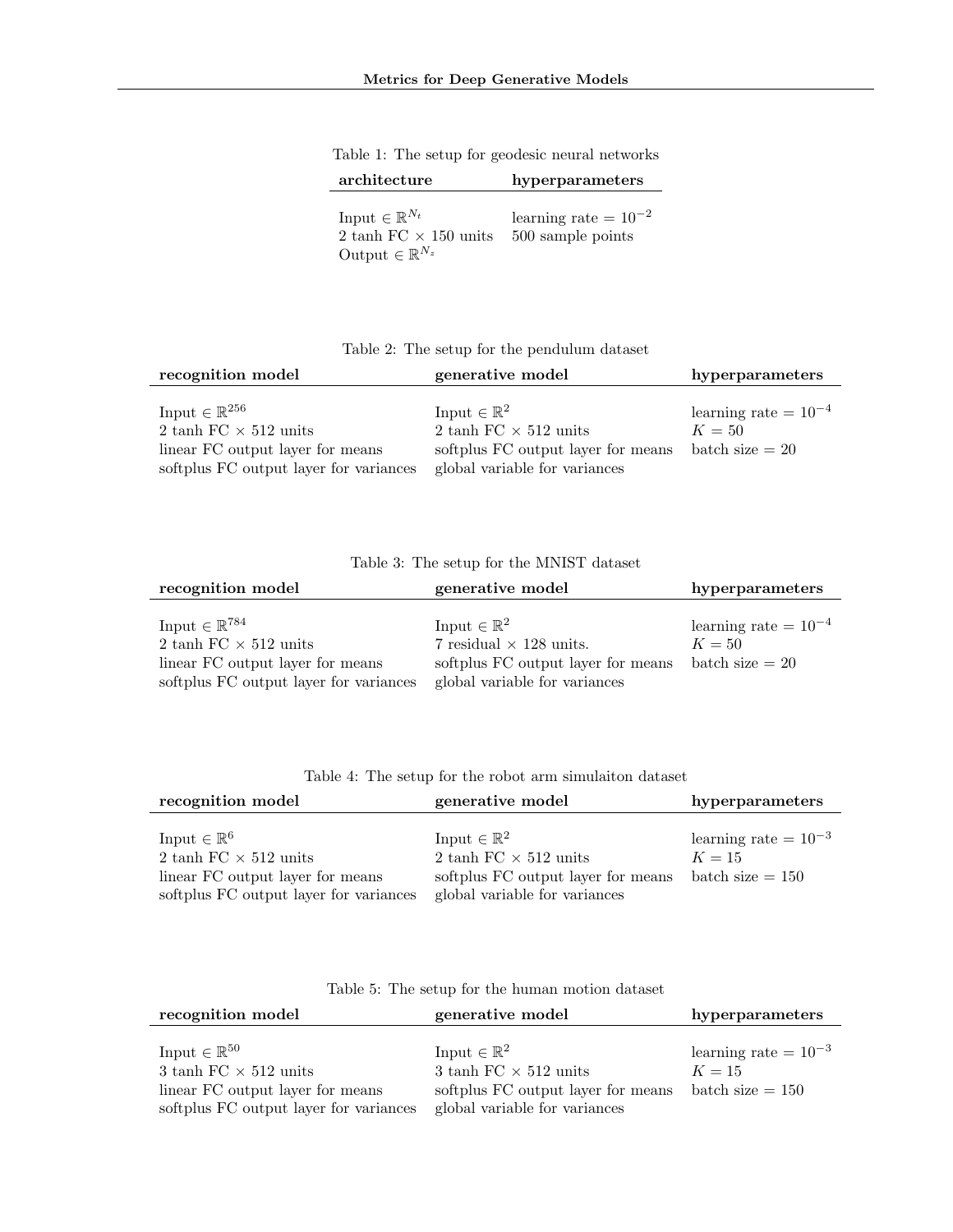Table 1: The setup for geodesic neural networks

| architecture | hyperparameters |
| --- | --- |
| Input $\in \mathbb{R}^{N_t}$ | learning rate $= 10^{-2}$ |
| 2 tanh FC $\times$ 150 units | 500 sample points |
| Output $\in \mathbb{R}^{N_z}$ | |

Table 2: The setup for the pendulum dataset

| recognition model | generative model | hyperparameters |
| --- | --- | --- |
| Input $\in \mathbb{R}^{256}$ | Input $\in \mathbb{R}^{2}$ | learning rate $= 10^{-4}$ |
| 2 tanh FC $\times$ 512 units | 2 tanh FC $\times$ 512 units | $K = 50$ |
| linear FC output layer for means | softplus FC output layer for means | batch size $= 20$ |
| softplus FC output layer for variances | global variable for variances | |

Table 3: The setup for the MNIST dataset

| recognition model | generative model | hyperparameters |
| --- | --- | --- |
| Input $\in \mathbb{R}^{784}$ | Input $\in \mathbb{R}^{2}$ | learning rate $= 10^{-4}$ |
| 2 tanh FC $\times$ 512 units | 7 residual $\times$ 128 units. | $K = 50$ |
| linear FC output layer for means | softplus FC output layer for means | batch size $= 20$ |
| softplus FC output layer for variances | global variable for variances | |

Table 4: The setup for the robot arm simulaiton dataset

| recognition model | generative model | hyperparameters |
| --- | --- | --- |
| Input $\in \mathbb{R}^{6}$ | Input $\in \mathbb{R}^{2}$ | learning rate $= 10^{-3}$ |
| 2 tanh FC $\times$ 512 units | 2 tanh FC $\times$ 512 units | $K = 15$ |
| linear FC output layer for means | softplus FC output layer for means | batch size $= 150$ |
| softplus FC output layer for variances | global variable for variances | |

Table 5: The setup for the human motion dataset

| recognition model | generative model | hyperparameters |
| --- | --- | --- |
| Input $\in \mathbb{R}^{50}$ | Input $\in \mathbb{R}^{2}$ | learning rate $= 10^{-3}$ |
| 3 tanh FC $\times$ 512 units | 3 tanh FC $\times$ 512 units | $K = 15$ |
| linear FC output layer for means | softplus FC output layer for means | batch size $= 150$ |
| softplus FC output layer for variances | global variable for variances | |